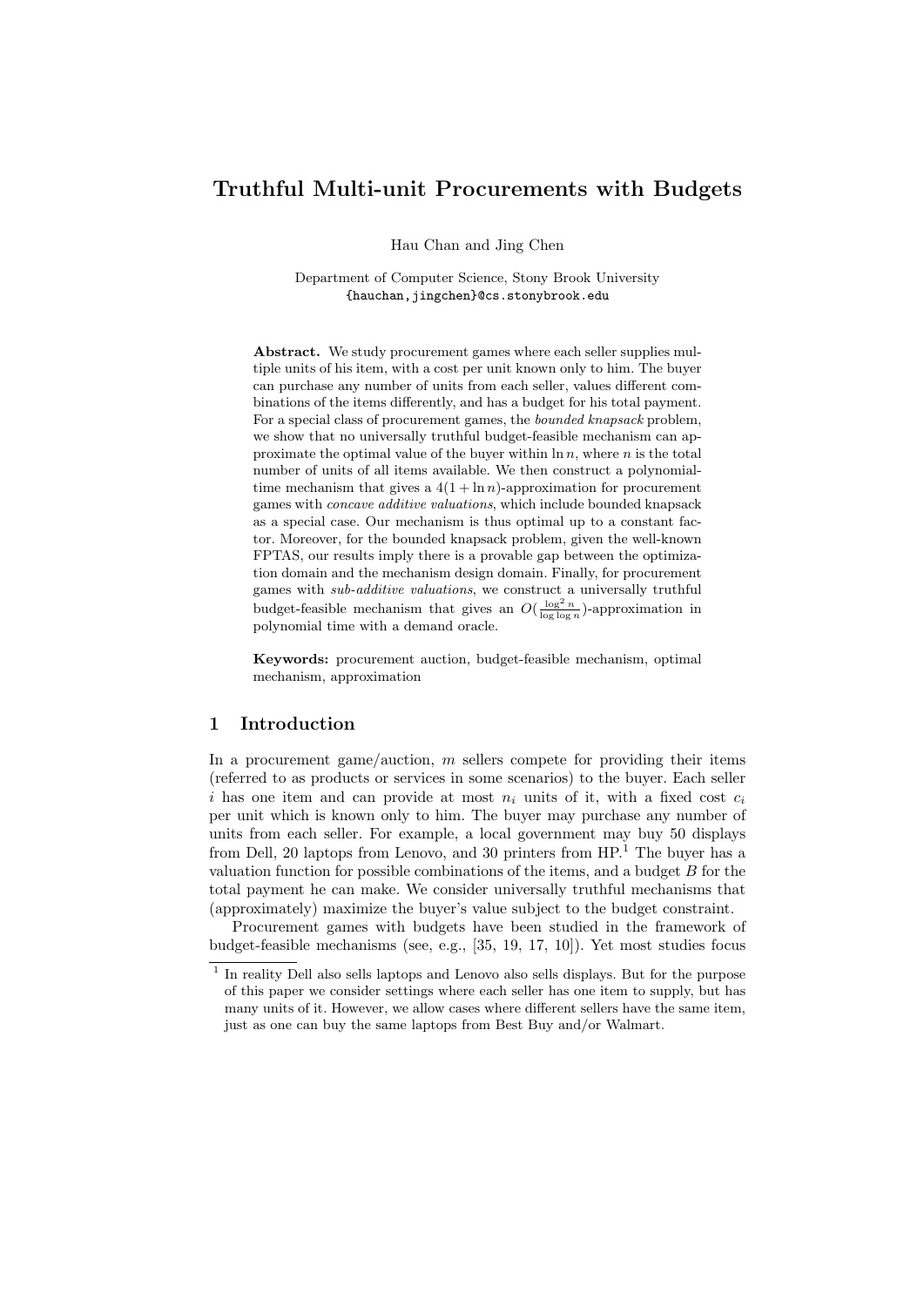# Truthful Multi-unit Procurements with Budgets

Hau Chan and Jing Chen

Department of Computer Science, Stony Brook University
{hauchan,jingchen}@cs.stonybrook.edu

**Abstract.** We study procurement games where each seller supplies multiple units of his item, with a cost per unit known only to him. The buyer can purchase any number of units from each seller, values different combinations of the items differently, and has a budget for his total payment. For a special class of procurement games, the *bounded knapsack* problem, we show that no universally truthful budget-feasible mechanism can approximate the optimal value of the buyer within $\ln n$, where $n$ is the total number of units of all items available. We then construct a polynomial-time mechanism that gives a $4(1 + \ln n)$-approximation for procurement games with *concave additive valuations*, which include bounded knapsack as a special case. Our mechanism is thus optimal up to a constant factor. Moreover, for the bounded knapsack problem, given the well-known FPTAS, our results imply there is a provable gap between the optimization domain and the mechanism design domain. Finally, for procurement games with *sub-additive valuations*, we construct a universally truthful budget-feasible mechanism that gives an $O(\frac{\log^2 n}{\log \log n})$-approximation in polynomial time with a demand oracle.

**Keywords:** procurement auction, budget-feasible mechanism, optimal mechanism, approximation

## 1 Introduction

In a procurement game/auction, $m$ sellers compete for providing their items (referred to as products or services in some scenarios) to the buyer. Each seller $i$ has one item and can provide at most $n_i$ units of it, with a fixed cost $c_i$ per unit which is known only to him. The buyer may purchase any number of units from each seller. For example, a local government may buy 50 displays from Dell, 20 laptops from Lenovo, and 30 printers from HP.[1] The buyer has a valuation function for possible combinations of the items, and a budget $B$ for the total payment he can make. We consider universally truthful mechanisms that (approximately) maximize the buyer's value subject to the budget constraint.

Procurement games with budgets have been studied in the framework of budget-feasible mechanisms (see, e.g., [35, 19, 17, 10]). Yet most studies focus

[1] In reality Dell also sells laptops and Lenovo also sells displays. But for the purpose of this paper we consider settings where each seller has one item to supply, but has many units of it. However, we allow cases where different sellers have the same item, just as one can buy the same laptops from Best Buy and/or Walmart.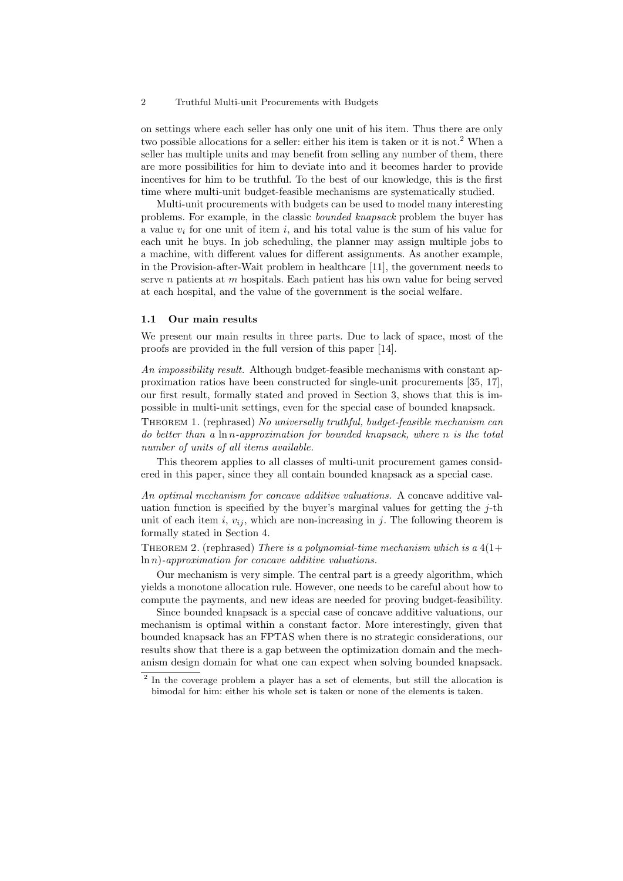on settings where each seller has only one unit of his item. Thus there are only two possible allocations for a seller: either his item is taken or it is not.[2] When a seller has multiple units and may benefit from selling any number of them, there are more possibilities for him to deviate into and it becomes harder to provide incentives for him to be truthful. To the best of our knowledge, this is the first time where multi-unit budget-feasible mechanisms are systematically studied.

Multi-unit procurements with budgets can be used to model many interesting problems. For example, in the classic *bounded knapsack* problem the buyer has a value $v_i$ for one unit of item $i$, and his total value is the sum of his value for each unit he buys. In job scheduling, the planner may assign multiple jobs to a machine, with different values for different assignments. As another example, in the Provision-after-Wait problem in healthcare [11], the government needs to serve $n$ patients at $m$ hospitals. Each patient has his own value for being served at each hospital, and the value of the government is the social welfare.

### 1.1 Our main results

We present our main results in three parts. Due to lack of space, most of the proofs are provided in the full version of this paper [14].

*An impossibility result.* Although budget-feasible mechanisms with constant approximation ratios have been constructed for single-unit procurements [35, 17], our first result, formally stated and proved in Section 3, shows that this is impossible in multi-unit settings, even for the special case of bounded knapsack.

Theorem 1. (rephrased) *No universally truthful, budget-feasible mechanism can do better than a $\ln n$-approximation for bounded knapsack, where $n$ is the total number of units of all items available.*

This theorem applies to all classes of multi-unit procurement games considered in this paper, since they all contain bounded knapsack as a special case.

*An optimal mechanism for concave additive valuations.* A concave additive valuation function is specified by the buyer's marginal values for getting the $j$-th unit of each item $i$, $v_{ij}$, which are non-increasing in $j$. The following theorem is formally stated in Section 4.

Theorem 2. (rephrased) *There is a polynomial-time mechanism which is a $4(1+\ln n)$-approximation for concave additive valuations.*

Our mechanism is very simple. The central part is a greedy algorithm, which yields a monotone allocation rule. However, one needs to be careful about how to compute the payments, and new ideas are needed for proving budget-feasibility.

Since bounded knapsack is a special case of concave additive valuations, our mechanism is optimal within a constant factor. More interestingly, given that bounded knapsack has an FPTAS when there is no strategic considerations, our results show that there is a gap between the optimization domain and the mechanism design domain for what one can expect when solving bounded knapsack.

[2] In the coverage problem a player has a set of elements, but still the allocation is bimodal for him: either his whole set is taken or none of the elements is taken.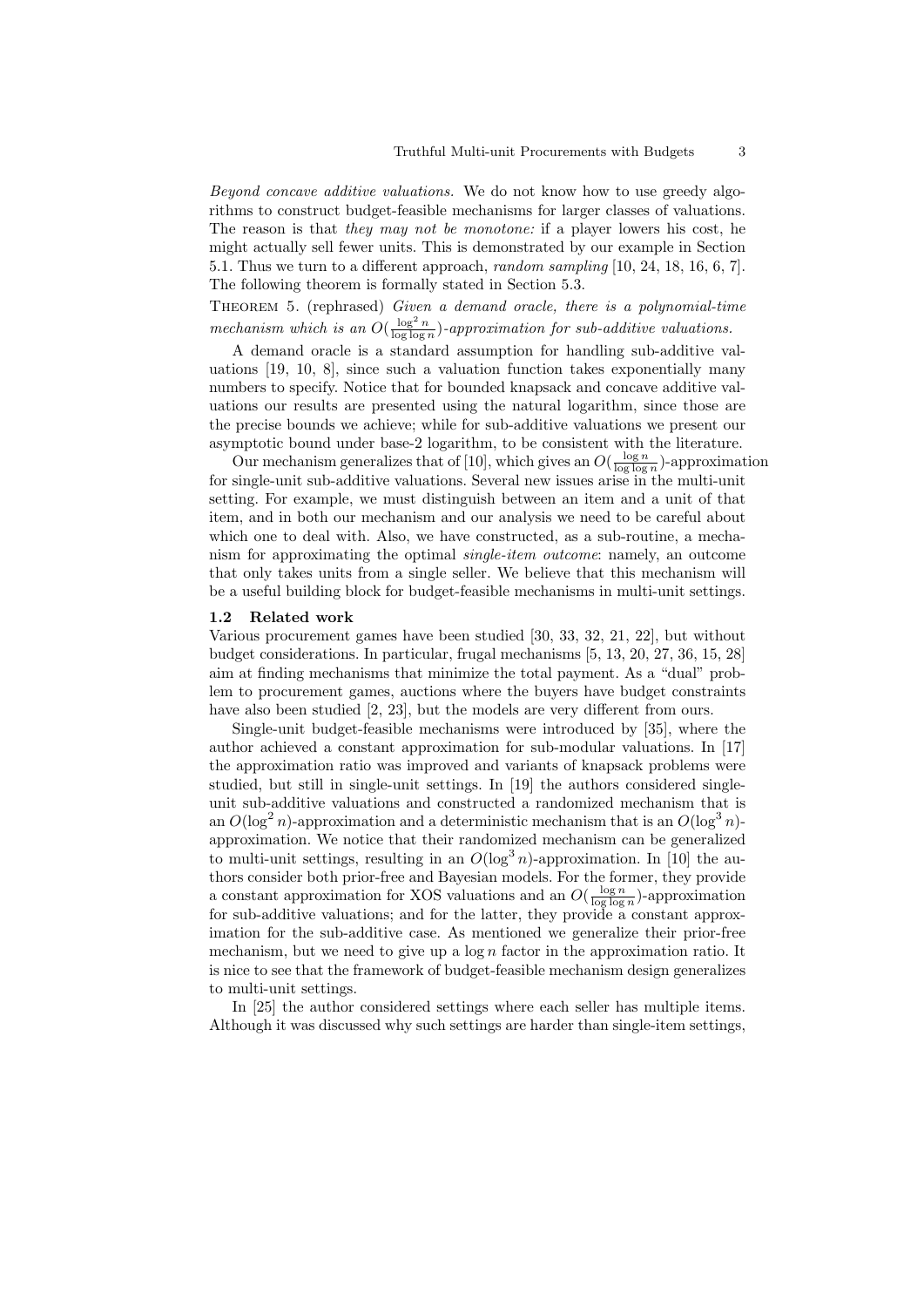*Beyond concave additive valuations.* We do not know how to use greedy algorithms to construct budget-feasible mechanisms for larger classes of valuations. The reason is that *they may not be monotone:* if a player lowers his cost, he might actually sell fewer units. This is demonstrated by our example in Section 5.1. Thus we turn to a different approach, *random sampling* [10, 24, 18, 16, 6, 7]. The following theorem is formally stated in Section 5.3.

THEOREM 5. (rephrased) *Given a demand oracle, there is a polynomial-time mechanism which is an $O(\frac{\log^2 n}{\log\log n})$-approximation for sub-additive valuations.*

A demand oracle is a standard assumption for handling sub-additive valuations [19, 10, 8], since such a valuation function takes exponentially many numbers to specify. Notice that for bounded knapsack and concave additive valuations our results are presented using the natural logarithm, since those are the precise bounds we achieve; while for sub-additive valuations we present our asymptotic bound under base-2 logarithm, to be consistent with the literature.

Our mechanism generalizes that of [10], which gives an $O(\frac{\log n}{\log\log n})$-approximation for single-unit sub-additive valuations. Several new issues arise in the multi-unit setting. For example, we must distinguish between an item and a unit of that item, and in both our mechanism and our analysis we need to be careful about which one to deal with. Also, we have constructed, as a sub-routine, a mechanism for approximating the optimal *single-item outcome*: namely, an outcome that only takes units from a single seller. We believe that this mechanism will be a useful building block for budget-feasible mechanisms in multi-unit settings.

### 1.2 Related work

Various procurement games have been studied [30, 33, 32, 21, 22], but without budget considerations. In particular, frugal mechanisms [5, 13, 20, 27, 36, 15, 28] aim at finding mechanisms that minimize the total payment. As a "dual" problem to procurement games, auctions where the buyers have budget constraints have also been studied [2, 23], but the models are very different from ours.

Single-unit budget-feasible mechanisms were introduced by [35], where the author achieved a constant approximation for sub-modular valuations. In [17] the approximation ratio was improved and variants of knapsack problems were studied, but still in single-unit settings. In [19] the authors considered single-unit sub-additive valuations and constructed a randomized mechanism that is an $O(\log^2 n)$-approximation and a deterministic mechanism that is an $O(\log^3 n)$-approximation. We notice that their randomized mechanism can be generalized to multi-unit settings, resulting in an $O(\log^3 n)$-approximation. In [10] the authors consider both prior-free and Bayesian models. For the former, they provide a constant approximation for XOS valuations and an $O(\frac{\log n}{\log\log n})$-approximation for sub-additive valuations; and for the latter, they provide a constant approximation for the sub-additive case. As mentioned we generalize their prior-free mechanism, but we need to give up a $\log n$ factor in the approximation ratio. It is nice to see that the framework of budget-feasible mechanism design generalizes to multi-unit settings.

In [25] the author considered settings where each seller has multiple items. Although it was discussed why such settings are harder than single-item settings,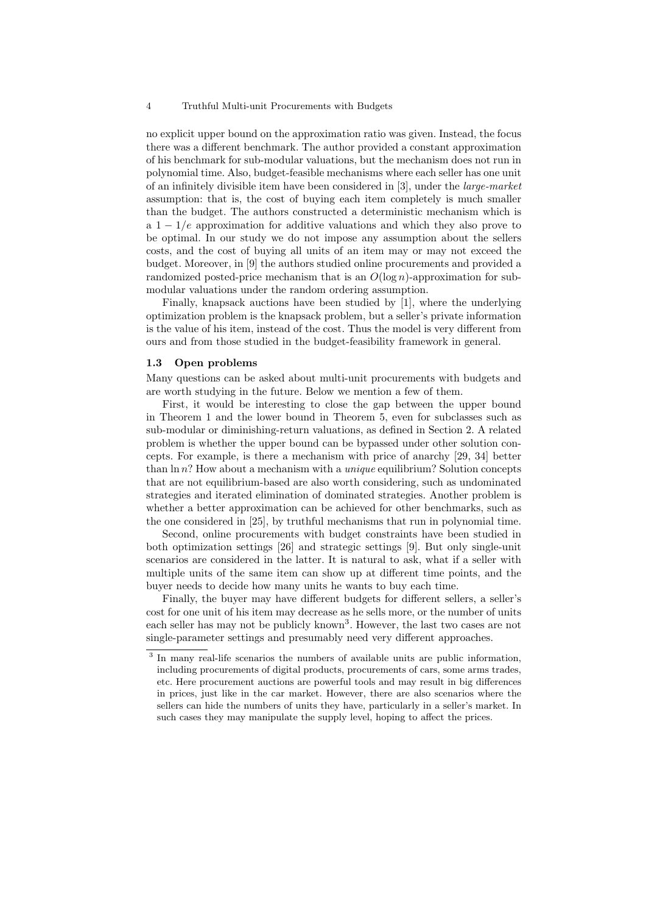no explicit upper bound on the approximation ratio was given. Instead, the focus there was a different benchmark. The author provided a constant approximation of his benchmark for sub-modular valuations, but the mechanism does not run in polynomial time. Also, budget-feasible mechanisms where each seller has one unit of an infinitely divisible item have been considered in [3], under the *large-market* assumption: that is, the cost of buying each item completely is much smaller than the budget. The authors constructed a deterministic mechanism which is a $1 - 1/e$ approximation for additive valuations and which they also prove to be optimal. In our study we do not impose any assumption about the sellers costs, and the cost of buying all units of an item may or may not exceed the budget. Moreover, in [9] the authors studied online procurements and provided a randomized posted-price mechanism that is an $O(\log n)$-approximation for sub-modular valuations under the random ordering assumption.

Finally, knapsack auctions have been studied by [1], where the underlying optimization problem is the knapsack problem, but a seller's private information is the value of his item, instead of the cost. Thus the model is very different from ours and from those studied in the budget-feasibility framework in general.

### 1.3 Open problems

Many questions can be asked about multi-unit procurements with budgets and are worth studying in the future. Below we mention a few of them.

First, it would be interesting to close the gap between the upper bound in Theorem 1 and the lower bound in Theorem 5, even for subclasses such as sub-modular or diminishing-return valuations, as defined in Section 2. A related problem is whether the upper bound can be bypassed under other solution concepts. For example, is there a mechanism with price of anarchy [29, 34] better than $\ln n$? How about a mechanism with a *unique* equilibrium? Solution concepts that are not equilibrium-based are also worth considering, such as undominated strategies and iterated elimination of dominated strategies. Another problem is whether a better approximation can be achieved for other benchmarks, such as the one considered in [25], by truthful mechanisms that run in polynomial time.

Second, online procurements with budget constraints have been studied in both optimization settings [26] and strategic settings [9]. But only single-unit scenarios are considered in the latter. It is natural to ask, what if a seller with multiple units of the same item can show up at different time points, and the buyer needs to decide how many units he wants to buy each time.

Finally, the buyer may have different budgets for different sellers, a seller's cost for one unit of his item may decrease as he sells more, or the number of units each seller has may not be publicly known[3]. However, the last two cases are not single-parameter settings and presumably need very different approaches.

[3] In many real-life scenarios the numbers of available units are public information, including procurements of digital products, procurements of cars, some arms trades, etc. Here procurement auctions are powerful tools and may result in big differences in prices, just like in the car market. However, there are also scenarios where the sellers can hide the numbers of units they have, particularly in a seller's market. In such cases they may manipulate the supply level, hoping to affect the prices.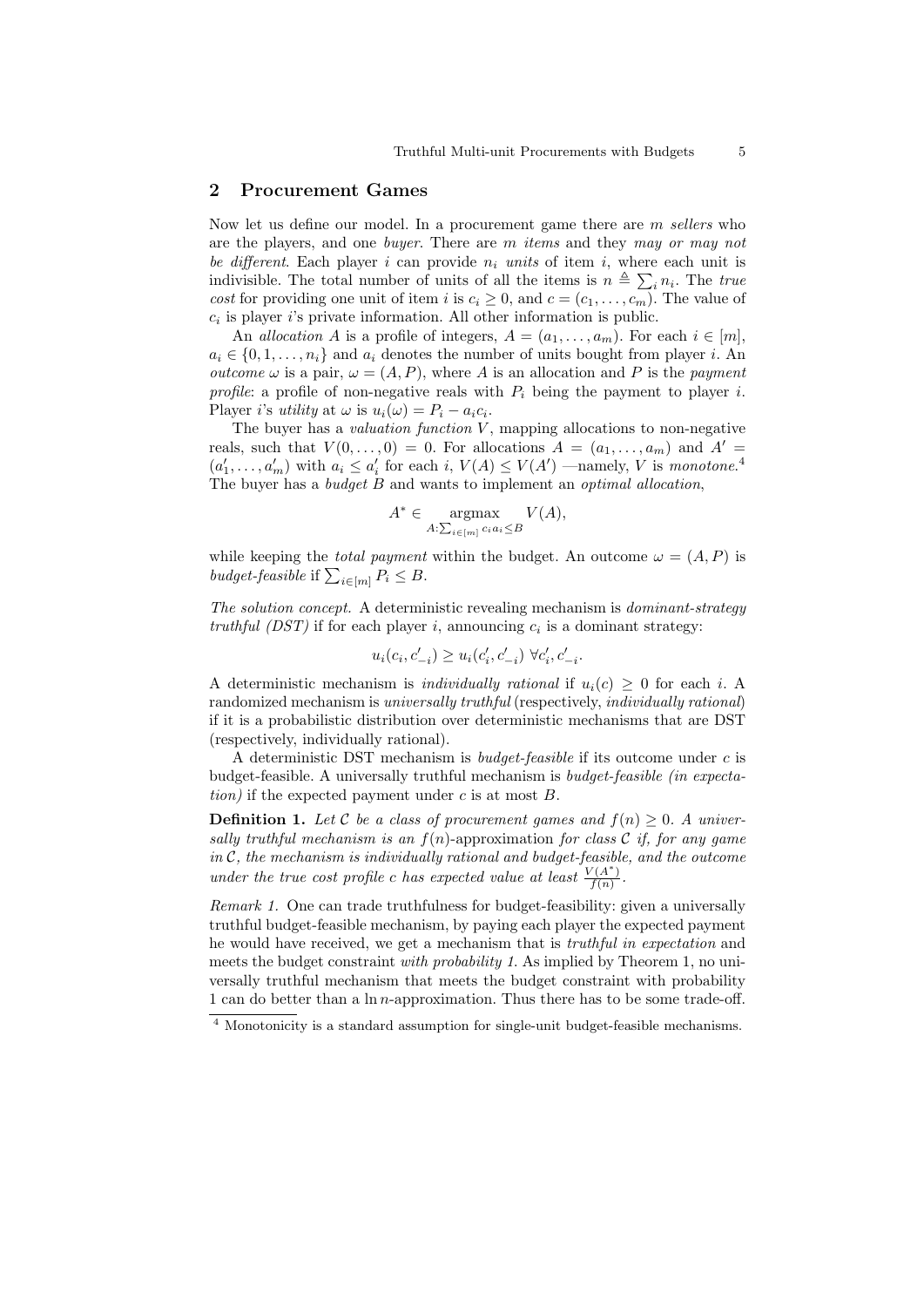## 2 Procurement Games

Now let us define our model. In a procurement game there are $m$ *sellers* who are the players, and one *buyer*. There are $m$ *items* and they *may or may not be different*. Each player $i$ can provide $n_i$ *units* of item $i$, where each unit is indivisible. The total number of units of all the items is $n \triangleq \sum_i n_i$. The *true cost* for providing one unit of item $i$ is $c_i \geq 0$, and $c = (c_1, \ldots, c_m)$. The value of $c_i$ is player $i$'s private information. All other information is public.

An *allocation* $A$ is a profile of integers, $A = (a_1, \ldots, a_m)$. For each $i \in [m]$, $a_i \in \{0, 1, \ldots, n_i\}$ and $a_i$ denotes the number of units bought from player $i$. An *outcome* $\omega$ is a pair, $\omega = (A, P)$, where $A$ is an allocation and $P$ is the *payment profile*: a profile of non-negative reals with $P_i$ being the payment to player $i$. Player $i$'s *utility* at $\omega$ is $u_i(\omega) = P_i - a_i c_i$.

The buyer has a *valuation function* $V$, mapping allocations to non-negative reals, such that $V(0, \ldots, 0) = 0$. For allocations $A = (a_1, \ldots, a_m)$ and $A' = (a'_1, \ldots, a'_m)$ with $a_i \leq a'_i$ for each $i$, $V(A) \leq V(A')$ —namely, $V$ is *monotone*.[4] The buyer has a *budget* $B$ and wants to implement an *optimal allocation*,

$$A^* \in \operatorname*{argmax}_{A: \sum_{i \in [m]} c_i a_i \leq B} V(A),$$

while keeping the *total payment* within the budget. An outcome $\omega = (A, P)$ is *budget-feasible* if $\sum_{i \in [m]} P_i \leq B$.

*The solution concept.* A deterministic revealing mechanism is *dominant-strategy truthful (DST)* if for each player $i$, announcing $c_i$ is a dominant strategy:

$$u_i(c_i, c'_{-i}) \geq u_i(c'_i, c'_{-i}) \ \forall c'_i, c'_{-i}.$$

A deterministic mechanism is *individually rational* if $u_i(c) \geq 0$ for each $i$. A randomized mechanism is *universally truthful* (respectively, *individually rational*) if it is a probabilistic distribution over deterministic mechanisms that are DST (respectively, individually rational).

A deterministic DST mechanism is *budget-feasible* if its outcome under $c$ is budget-feasible. A universally truthful mechanism is *budget-feasible (in expectation)* if the expected payment under $c$ is at most $B$.

**Definition 1.** *Let $\mathcal{C}$ be a class of procurement games and $f(n) \geq 0$. A universally truthful mechanism is an $f(n)$-approximation for class $\mathcal{C}$ if, for any game in $\mathcal{C}$, the mechanism is individually rational and budget-feasible, and the outcome under the true cost profile $c$ has expected value at least $\frac{V(A^*)}{f(n)}$.*

*Remark 1.* One can trade truthfulness for budget-feasibility: given a universally truthful budget-feasible mechanism, by paying each player the expected payment he would have received, we get a mechanism that is *truthful in expectation* and meets the budget constraint *with probability 1*. As implied by Theorem 1, no universally truthful mechanism that meets the budget constraint with probability 1 can do better than a $\ln n$-approximation. Thus there has to be some trade-off.

[4] Monotonicity is a standard assumption for single-unit budget-feasible mechanisms.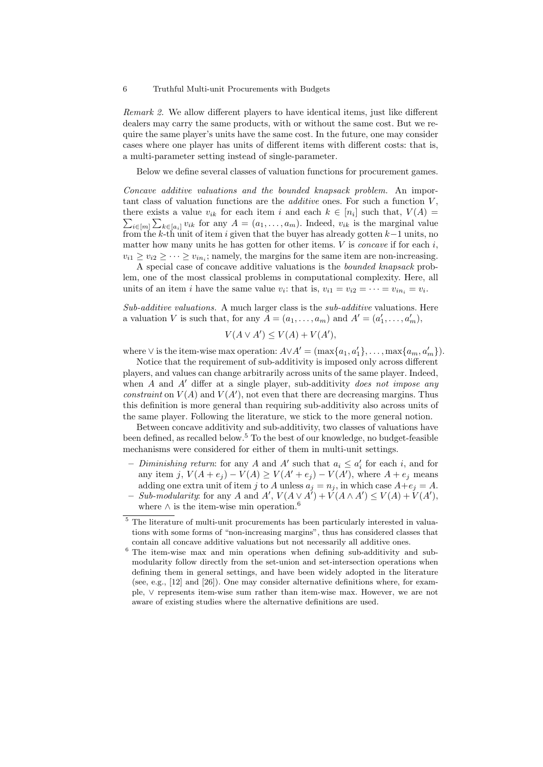*Remark 2.* We allow different players to have identical items, just like different dealers may carry the same products, with or without the same cost. But we require the same player's units have the same cost. In the future, one may consider cases where one player has units of different items with different costs: that is, a multi-parameter setting instead of single-parameter.

Below we define several classes of valuation functions for procurement games.

*Concave additive valuations and the bounded knapsack problem.* An important class of valuation functions are the *additive* ones. For such a function $V$, there exists a value $v_{ik}$ for each item $i$ and each $k \in [n_i]$ such that, $V(A) = \sum_{i \in [m]} \sum_{k \in [a_i]} v_{ik}$ for any $A = (a_1, \ldots, a_m)$. Indeed, $v_{ik}$ is the marginal value from the $k$-th unit of item $i$ given that the buyer has already gotten $k-1$ units, no matter how many units he has gotten for other items. $V$ is *concave* if for each $i$, $v_{i1} \geq v_{i2} \geq \cdots \geq v_{in_i}$; namely, the margins for the same item are non-increasing.

A special case of concave additive valuations is the *bounded knapsack* problem, one of the most classical problems in computational complexity. Here, all units of an item $i$ have the same value $v_i$: that is, $v_{i1} = v_{i2} = \cdots = v_{in_i} = v_i$.

*Sub-additive valuations.* A much larger class is the *sub-additive* valuations. Here a valuation $V$ is such that, for any $A = (a_1, \ldots, a_m)$ and $A' = (a'_1, \ldots, a'_m)$,

$$V(A \vee A') \leq V(A) + V(A'),$$

where $\vee$ is the item-wise max operation: $A \vee A' = (\max\{a_1, a'_1\}, \ldots, \max\{a_m, a'_m\})$.

Notice that the requirement of sub-additivity is imposed only across different players, and values can change arbitrarily across units of the same player. Indeed, when $A$ and $A'$ differ at a single player, sub-additivity *does not impose any constraint* on $V(A)$ and $V(A')$, not even that there are decreasing margins. Thus this definition is more general than requiring sub-additivity also across units of the same player. Following the literature, we stick to the more general notion.

Between concave additivity and sub-additivity, two classes of valuations have been defined, as recalled below.[5] To the best of our knowledge, no budget-feasible mechanisms were considered for either of them in multi-unit settings.

- *Diminishing return*: for any $A$ and $A'$ such that $a_i \leq a'_i$ for each $i$, and for any item $j$, $V(A + e_j) - V(A) \geq V(A' + e_j) - V(A')$, where $A + e_j$ means adding one extra unit of item $j$ to $A$ unless $a_j = n_j$, in which case $A + e_j = A$.
- *Sub-modularity*: for any $A$ and $A'$, $V(A \vee A') + V(A \wedge A') \leq V(A) + V(A')$, where $\wedge$ is the item-wise min operation.[6]

---

[5] The literature of multi-unit procurements has been particularly interested in valuations with some forms of "non-increasing margins", thus has considered classes that contain all concave additive valuations but not necessarily all additive ones.

[6] The item-wise max and min operations when defining sub-additivity and sub-modularity follow directly from the set-union and set-intersection operations when defining them in general settings, and have been widely adopted in the literature (see, e.g., [12] and [26]). One may consider alternative definitions where, for example, $\vee$ represents item-wise sum rather than item-wise max. However, we are not aware of existing studies where the alternative definitions are used.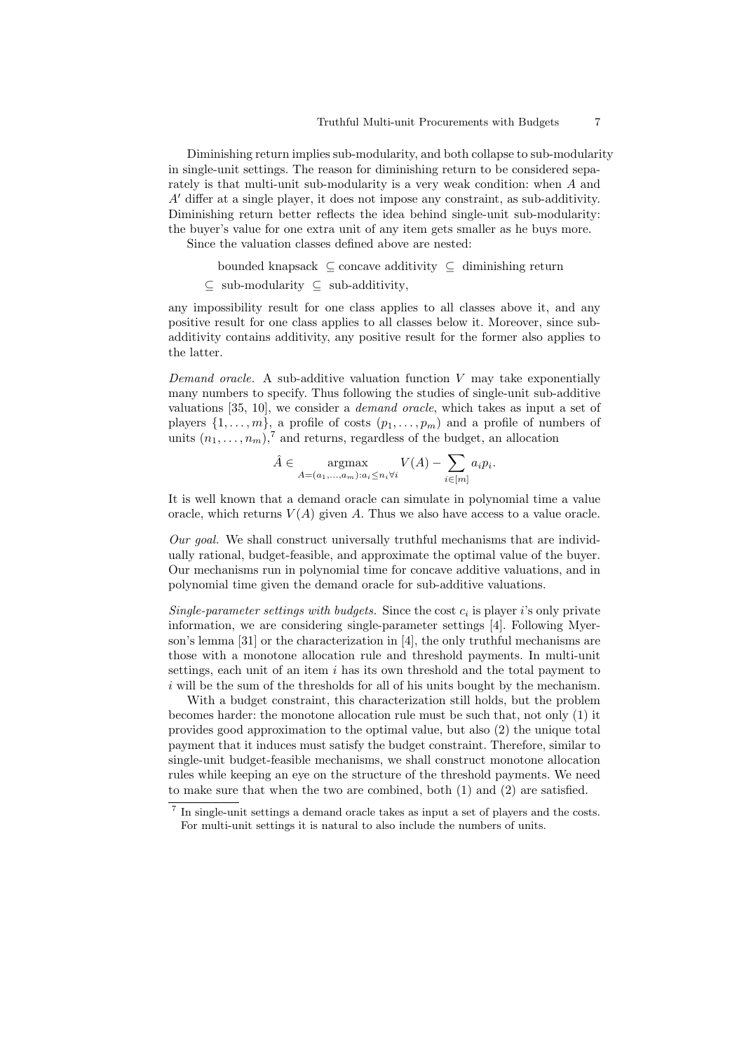Diminishing return implies sub-modularity, and both collapse to sub-modularity in single-unit settings. The reason for diminishing return to be considered separately is that multi-unit sub-modularity is a very weak condition: when $A$ and $A'$ differ at a single player, it does not impose any constraint, as sub-additivity. Diminishing return better reflects the idea behind single-unit sub-modularity: the buyer's value for one extra unit of any item gets smaller as he buys more.

Since the valuation classes defined above are nested:

$$\text{bounded knapsack} \subseteq \text{concave additivity} \subseteq \text{diminishing return}$$
$$\subseteq \text{sub-modularity} \subseteq \text{sub-additivity},$$

any impossibility result for one class applies to all classes above it, and any positive result for one class applies to all classes below it. Moreover, since sub-additivity contains additivity, any positive result for the former also applies to the latter.

*Demand oracle.* A sub-additive valuation function $V$ may take exponentially many numbers to specify. Thus following the studies of single-unit sub-additive valuations [35, 10], we consider a *demand oracle*, which takes as input a set of players $\{1, \ldots, m\}$, a profile of costs $(p_1, \ldots, p_m)$ and a profile of numbers of units $(n_1, \ldots, n_m)$,[7] and returns, regardless of the budget, an allocation

$$\hat{A} \in \operatorname*{argmax}_{A=(a_1,\ldots,a_m):a_i \leq n_i \forall i} V(A) - \sum_{i \in [m]} a_i p_i.$$

It is well known that a demand oracle can simulate in polynomial time a value oracle, which returns $V(A)$ given $A$. Thus we also have access to a value oracle.

*Our goal.* We shall construct universally truthful mechanisms that are individually rational, budget-feasible, and approximate the optimal value of the buyer. Our mechanisms run in polynomial time for concave additive valuations, and in polynomial time given the demand oracle for sub-additive valuations.

*Single-parameter settings with budgets.* Since the cost $c_i$ is player $i$'s only private information, we are considering single-parameter settings [4]. Following Myerson's lemma [31] or the characterization in [4], the only truthful mechanisms are those with a monotone allocation rule and threshold payments. In multi-unit settings, each unit of an item $i$ has its own threshold and the total payment to $i$ will be the sum of the thresholds for all of his units bought by the mechanism.

With a budget constraint, this characterization still holds, but the problem becomes harder: the monotone allocation rule must be such that, not only (1) it provides good approximation to the optimal value, but also (2) the unique total payment that it induces must satisfy the budget constraint. Therefore, similar to single-unit budget-feasible mechanisms, we shall construct monotone allocation rules while keeping an eye on the structure of the threshold payments. We need to make sure that when the two are combined, both (1) and (2) are satisfied.

[7] In single-unit settings a demand oracle takes as input a set of players and the costs. For multi-unit settings it is natural to also include the numbers of units.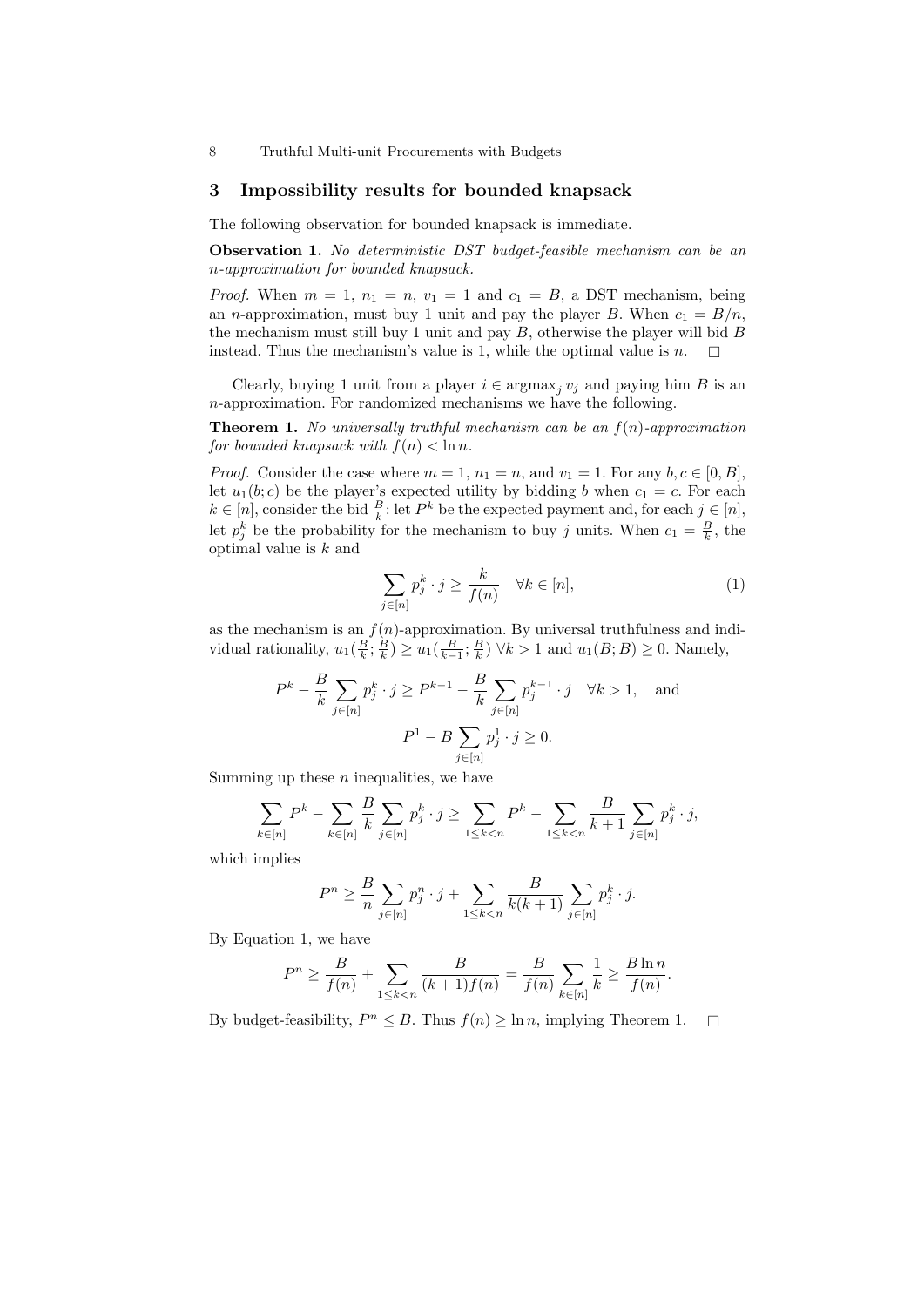## 3 Impossibility results for bounded knapsack

The following observation for bounded knapsack is immediate.

**Observation 1.** *No deterministic DST budget-feasible mechanism can be an $n$-approximation for bounded knapsack.*

*Proof.* When $m = 1$, $n_1 = n$, $v_1 = 1$ and $c_1 = B$, a DST mechanism, being an $n$-approximation, must buy 1 unit and pay the player $B$. When $c_1 = B/n$, the mechanism must still buy 1 unit and pay $B$, otherwise the player will bid $B$ instead. Thus the mechanism's value is 1, while the optimal value is $n$. □

Clearly, buying 1 unit from a player $i \in \operatorname{argmax}_j v_j$ and paying him $B$ is an $n$-approximation. For randomized mechanisms we have the following.

**Theorem 1.** *No universally truthful mechanism can be an $f(n)$-approximation for bounded knapsack with $f(n) < \ln n$.*

*Proof.* Consider the case where $m = 1$, $n_1 = n$, and $v_1 = 1$. For any $b, c \in [0, B]$, let $u_1(b; c)$ be the player's expected utility by bidding $b$ when $c_1 = c$. For each $k \in [n]$, consider the bid $\frac{B}{k}$: let $P^k$ be the expected payment and, for each $j \in [n]$, let $p_j^k$ be the probability for the mechanism to buy $j$ units. When $c_1 = \frac{B}{k}$, the optimal value is $k$ and

$$\sum_{j\in[n]} p_j^k \cdot j \geq \frac{k}{f(n)} \quad \forall k \in [n], \tag{1}$$

as the mechanism is an $f(n)$-approximation. By universal truthfulness and individual rationality, $u_1(\frac{B}{k}; \frac{B}{k}) \geq u_1(\frac{B}{k-1}; \frac{B}{k})$ $\forall k > 1$ and $u_1(B; B) \geq 0$. Namely,

$$P^k - \frac{B}{k}\sum_{j\in[n]} p_j^k \cdot j \geq P^{k-1} - \frac{B}{k}\sum_{j\in[n]} p_j^{k-1} \cdot j \quad \forall k > 1, \quad \text{and}$$

$$P^1 - B\sum_{j\in[n]} p_j^1 \cdot j \geq 0.$$

Summing up these $n$ inequalities, we have

$$\sum_{k\in[n]} P^k - \sum_{k\in[n]} \frac{B}{k} \sum_{j\in[n]} p_j^k \cdot j \geq \sum_{1\leq k<n} P^k - \sum_{1\leq k<n} \frac{B}{k+1} \sum_{j\in[n]} p_j^k \cdot j,$$

which implies

$$P^n \geq \frac{B}{n}\sum_{j\in[n]} p_j^n \cdot j + \sum_{1\leq k<n} \frac{B}{k(k+1)} \sum_{j\in[n]} p_j^k \cdot j.$$

By Equation 1, we have

$$P^n \geq \frac{B}{f(n)} + \sum_{1\leq k<n} \frac{B}{(k+1)f(n)} = \frac{B}{f(n)} \sum_{k\in[n]} \frac{1}{k} \geq \frac{B \ln n}{f(n)}.$$

By budget-feasibility, $P^n \leq B$. Thus $f(n) \geq \ln n$, implying Theorem 1. □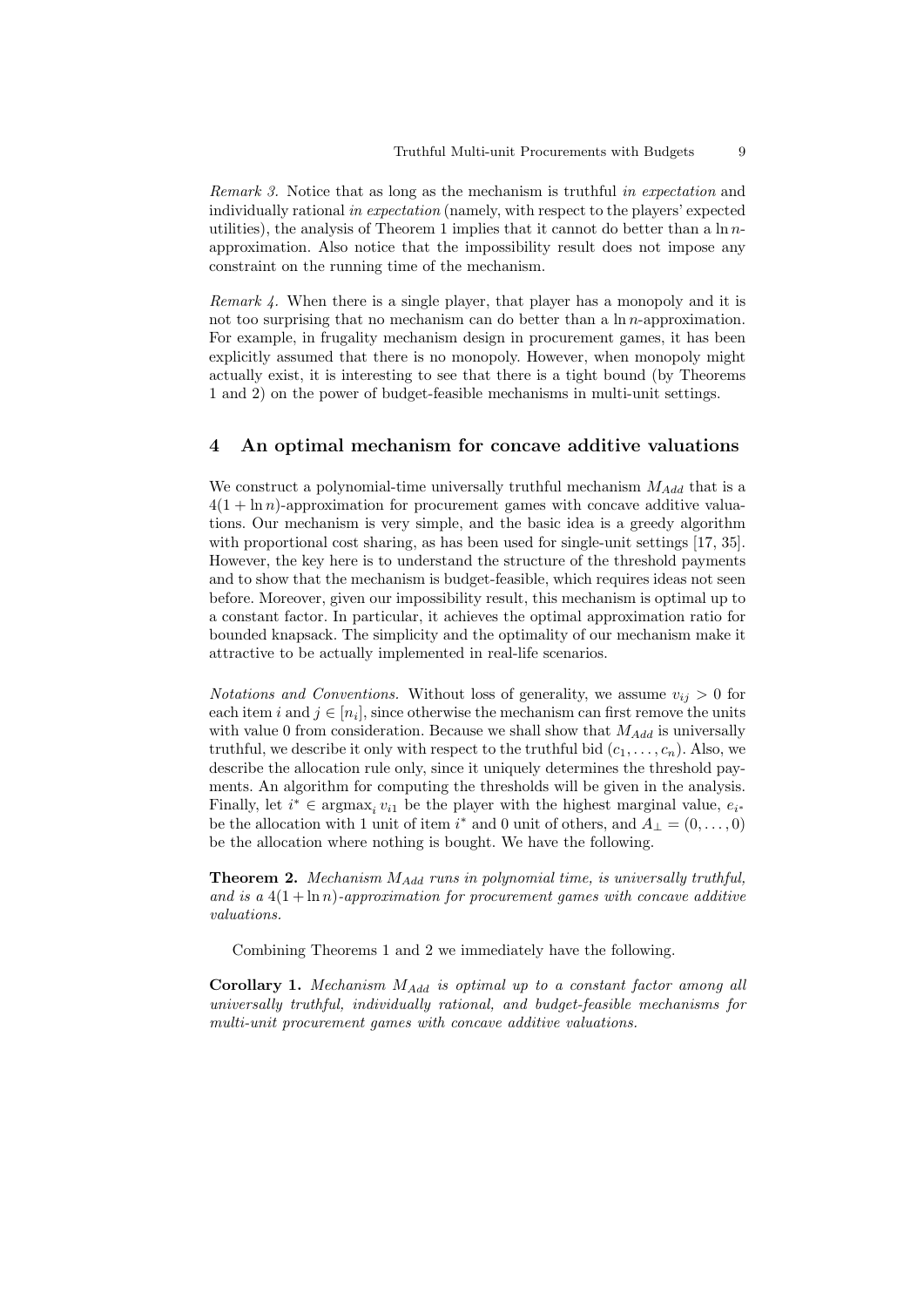*Remark 3.* Notice that as long as the mechanism is truthful *in expectation* and individually rational *in expectation* (namely, with respect to the players' expected utilities), the analysis of Theorem 1 implies that it cannot do better than a $\ln n$-approximation. Also notice that the impossibility result does not impose any constraint on the running time of the mechanism.

*Remark 4.* When there is a single player, that player has a monopoly and it is not too surprising that no mechanism can do better than a $\ln n$-approximation. For example, in frugality mechanism design in procurement games, it has been explicitly assumed that there is no monopoly. However, when monopoly might actually exist, it is interesting to see that there is a tight bound (by Theorems 1 and 2) on the power of budget-feasible mechanisms in multi-unit settings.

## 4 An optimal mechanism for concave additive valuations

We construct a polynomial-time universally truthful mechanism $M_{Add}$ that is a $4(1 + \ln n)$-approximation for procurement games with concave additive valuations. Our mechanism is very simple, and the basic idea is a greedy algorithm with proportional cost sharing, as has been used for single-unit settings [17, 35]. However, the key here is to understand the structure of the threshold payments and to show that the mechanism is budget-feasible, which requires ideas not seen before. Moreover, given our impossibility result, this mechanism is optimal up to a constant factor. In particular, it achieves the optimal approximation ratio for bounded knapsack. The simplicity and the optimality of our mechanism make it attractive to be actually implemented in real-life scenarios.

*Notations and Conventions.* Without loss of generality, we assume $v_{ij} > 0$ for each item $i$ and $j \in [n_i]$, since otherwise the mechanism can first remove the units with value 0 from consideration. Because we shall show that $M_{Add}$ is universally truthful, we describe it only with respect to the truthful bid $(c_1, \ldots, c_n)$. Also, we describe the allocation rule only, since it uniquely determines the threshold payments. An algorithm for computing the thresholds will be given in the analysis. Finally, let $i^* \in \text{argmax}_i\, v_{i1}$ be the player with the highest marginal value, $e_{i^*}$ be the allocation with 1 unit of item $i^*$ and 0 unit of others, and $A_\perp = (0, \ldots, 0)$ be the allocation where nothing is bought. We have the following.

**Theorem 2.** *Mechanism $M_{Add}$ runs in polynomial time, is universally truthful, and is a $4(1 + \ln n)$-approximation for procurement games with concave additive valuations.*

Combining Theorems 1 and 2 we immediately have the following.

**Corollary 1.** *Mechanism $M_{Add}$ is optimal up to a constant factor among all universally truthful, individually rational, and budget-feasible mechanisms for multi-unit procurement games with concave additive valuations.*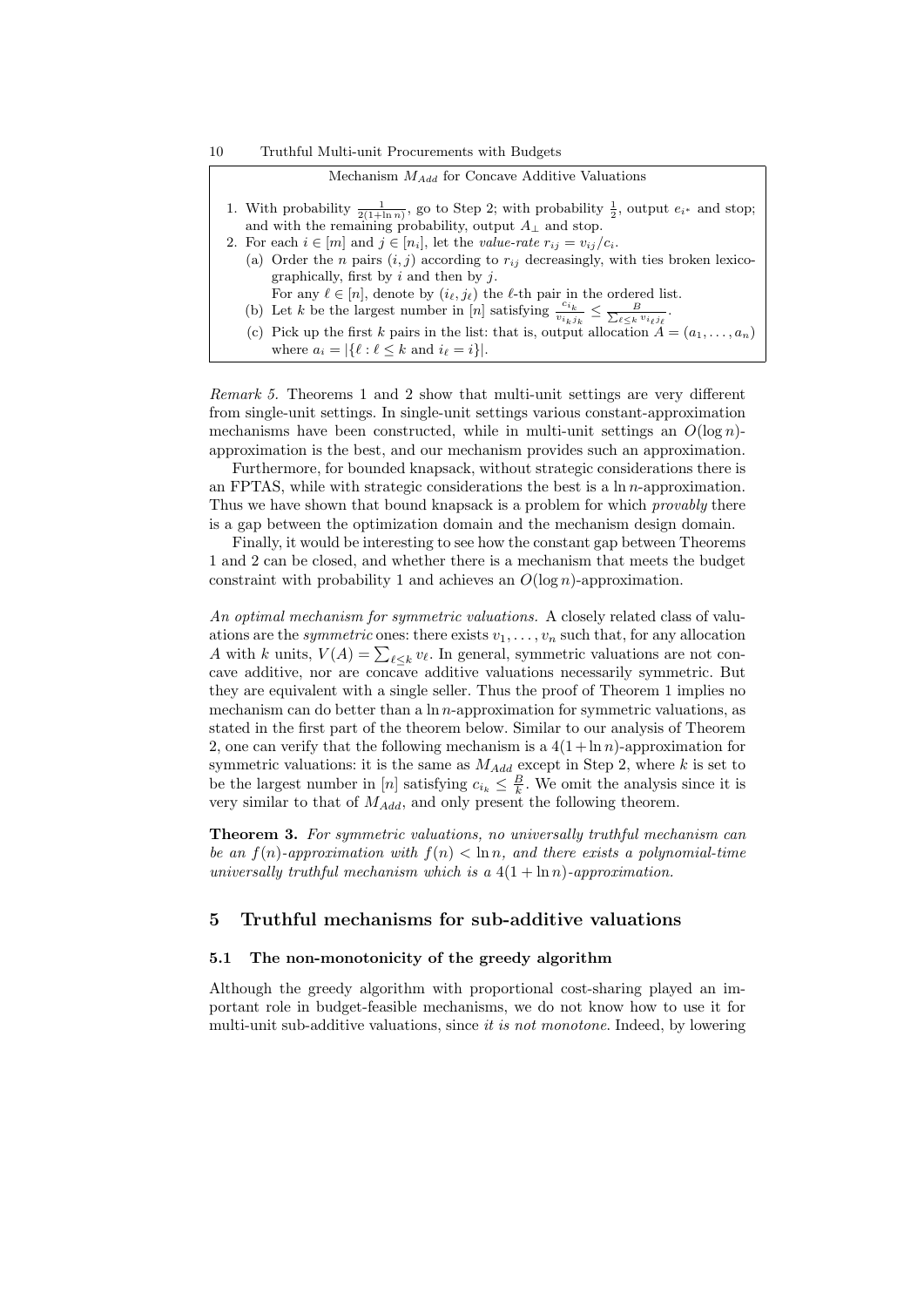**Mechanism $M_{Add}$ for Concave Additive Valuations**

1. With probability $\frac{1}{2(1+\ln n)}$, go to Step 2; with probability $\frac{1}{2}$, output $e_{i^*}$ and stop; and with the remaining probability, output $A_\perp$ and stop.
2. For each $i \in [m]$ and $j \in [n_i]$, let the *value-rate* $r_{ij} = v_{ij}/c_i$.
   (a) Order the $n$ pairs $(i,j)$ according to $r_{ij}$ decreasingly, with ties broken lexicographically, first by $i$ and then by $j$.
   For any $\ell \in [n]$, denote by $(i_\ell, j_\ell)$ the $\ell$-th pair in the ordered list.
   (b) Let $k$ be the largest number in $[n]$ satisfying $\frac{c_{i_k}}{v_{i_k j_k}} \leq \frac{B}{\sum_{\ell \leq k} v_{i_\ell j_\ell}}$.
   (c) Pick up the first $k$ pairs in the list: that is, output allocation $A = (a_1, \ldots, a_n)$ where $a_i = |\{\ell : \ell \leq k \text{ and } i_\ell = i\}|$.

*Remark 5.* Theorems 1 and 2 show that multi-unit settings are very different from single-unit settings. In single-unit settings various constant-approximation mechanisms have been constructed, while in multi-unit settings an $O(\log n)$-approximation is the best, and our mechanism provides such an approximation.

Furthermore, for bounded knapsack, without strategic considerations there is an FPTAS, while with strategic considerations the best is a $\ln n$-approximation. Thus we have shown that bound knapsack is a problem for which *provably* there is a gap between the optimization domain and the mechanism design domain.

Finally, it would be interesting to see how the constant gap between Theorems 1 and 2 can be closed, and whether there is a mechanism that meets the budget constraint with probability 1 and achieves an $O(\log n)$-approximation.

*An optimal mechanism for symmetric valuations.* A closely related class of valuations are the *symmetric* ones: there exists $v_1, \ldots, v_n$ such that, for any allocation $A$ with $k$ units, $V(A) = \sum_{\ell \leq k} v_\ell$. In general, symmetric valuations are not concave additive, nor are concave additive valuations necessarily symmetric. But they are equivalent with a single seller. Thus the proof of Theorem 1 implies no mechanism can do better than a $\ln n$-approximation for symmetric valuations, as stated in the first part of the theorem below. Similar to our analysis of Theorem 2, one can verify that the following mechanism is a $4(1+\ln n)$-approximation for symmetric valuations: it is the same as $M_{Add}$ except in Step 2, where $k$ is set to be the largest number in $[n]$ satisfying $c_{i_k} \leq \frac{B}{k}$. We omit the analysis since it is very similar to that of $M_{Add}$, and only present the following theorem.

**Theorem 3.** *For symmetric valuations, no universally truthful mechanism can be an $f(n)$-approximation with $f(n) < \ln n$, and there exists a polynomial-time universally truthful mechanism which is a $4(1+\ln n)$-approximation.*

## 5 Truthful mechanisms for sub-additive valuations

### 5.1 The non-monotonicity of the greedy algorithm

Although the greedy algorithm with proportional cost-sharing played an important role in budget-feasible mechanisms, we do not know how to use it for multi-unit sub-additive valuations, since *it is not monotone*. Indeed, by lowering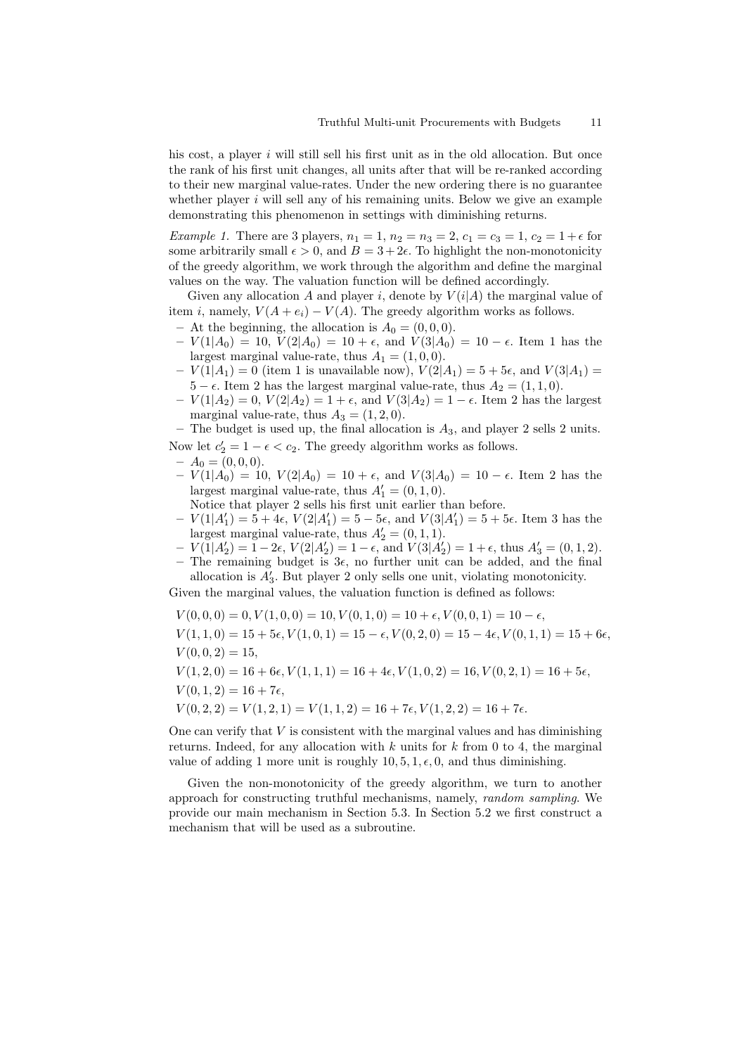his cost, a player $i$ will still sell his first unit as in the old allocation. But once the rank of his first unit changes, all units after that will be re-ranked according to their new marginal value-rates. Under the new ordering there is no guarantee whether player $i$ will sell any of his remaining units. Below we give an example demonstrating this phenomenon in settings with diminishing returns.

*Example 1.* There are 3 players, $n_1 = 1$, $n_2 = n_3 = 2$, $c_1 = c_3 = 1$, $c_2 = 1 + \epsilon$ for some arbitrarily small $\epsilon > 0$, and $B = 3 + 2\epsilon$. To highlight the non-monotonicity of the greedy algorithm, we work through the algorithm and define the marginal values on the way. The valuation function will be defined accordingly.

Given any allocation $A$ and player $i$, denote by $V(i|A)$ the marginal value of item $i$, namely, $V(A + e_i) - V(A)$. The greedy algorithm works as follows.

- At the beginning, the allocation is $A_0 = (0, 0, 0)$.
- $V(1|A_0) = 10$, $V(2|A_0) = 10 + \epsilon$, and $V(3|A_0) = 10 - \epsilon$. Item 1 has the largest marginal value-rate, thus $A_1 = (1, 0, 0)$.
- $V(1|A_1) = 0$ (item 1 is unavailable now), $V(2|A_1) = 5 + 5\epsilon$, and $V(3|A_1) = 5 - \epsilon$. Item 2 has the largest marginal value-rate, thus $A_2 = (1, 1, 0)$.
- $V(1|A_2) = 0$, $V(2|A_2) = 1 + \epsilon$, and $V(3|A_2) = 1 - \epsilon$. Item 2 has the largest marginal value-rate, thus $A_3 = (1, 2, 0)$.
- The budget is used up, the final allocation is $A_3$, and player 2 sells 2 units.

Now let $c'_2 = 1 - \epsilon < c_2$. The greedy algorithm works as follows.

- $A_0 = (0, 0, 0)$.
- $V(1|A_0) = 10$, $V(2|A_0) = 10 + \epsilon$, and $V(3|A_0) = 10 - \epsilon$. Item 2 has the largest marginal value-rate, thus $A'_1 = (0, 1, 0)$.
  Notice that player 2 sells his first unit earlier than before.
- $V(1|A'_1) = 5 + 4\epsilon$, $V(2|A'_1) = 5 - 5\epsilon$, and $V(3|A'_1) = 5 + 5\epsilon$. Item 3 has the largest marginal value-rate, thus $A'_2 = (0, 1, 1)$.
- $V(1|A'_2) = 1 - 2\epsilon$, $V(2|A'_2) = 1 - \epsilon$, and $V(3|A'_2) = 1 + \epsilon$, thus $A'_3 = (0, 1, 2)$.
- The remaining budget is $3\epsilon$, no further unit can be added, and the final allocation is $A'_3$. But player 2 only sells one unit, violating monotonicity.

Given the marginal values, the valuation function is defined as follows:

$$
\begin{aligned}
&V(0, 0, 0) = 0, V(1, 0, 0) = 10, V(0, 1, 0) = 10 + \epsilon, V(0, 0, 1) = 10 - \epsilon,\\
&V(1, 1, 0) = 15 + 5\epsilon, V(1, 0, 1) = 15 - \epsilon, V(0, 2, 0) = 15 - 4\epsilon, V(0, 1, 1) = 15 + 6\epsilon,\\
&V(0, 0, 2) = 15,\\
&V(1, 2, 0) = 16 + 6\epsilon, V(1, 1, 1) = 16 + 4\epsilon, V(1, 0, 2) = 16, V(0, 2, 1) = 16 + 5\epsilon,\\
&V(0, 1, 2) = 16 + 7\epsilon,\\
&V(0, 2, 2) = V(1, 2, 1) = V(1, 1, 2) = 16 + 7\epsilon, V(1, 2, 2) = 16 + 7\epsilon.
\end{aligned}
$$

One can verify that $V$ is consistent with the marginal values and has diminishing returns. Indeed, for any allocation with $k$ units for $k$ from 0 to 4, the marginal value of adding 1 more unit is roughly $10, 5, 1, \epsilon, 0$, and thus diminishing.

Given the non-monotonicity of the greedy algorithm, we turn to another approach for constructing truthful mechanisms, namely, *random sampling*. We provide our main mechanism in Section 5.3. In Section 5.2 we first construct a mechanism that will be used as a subroutine.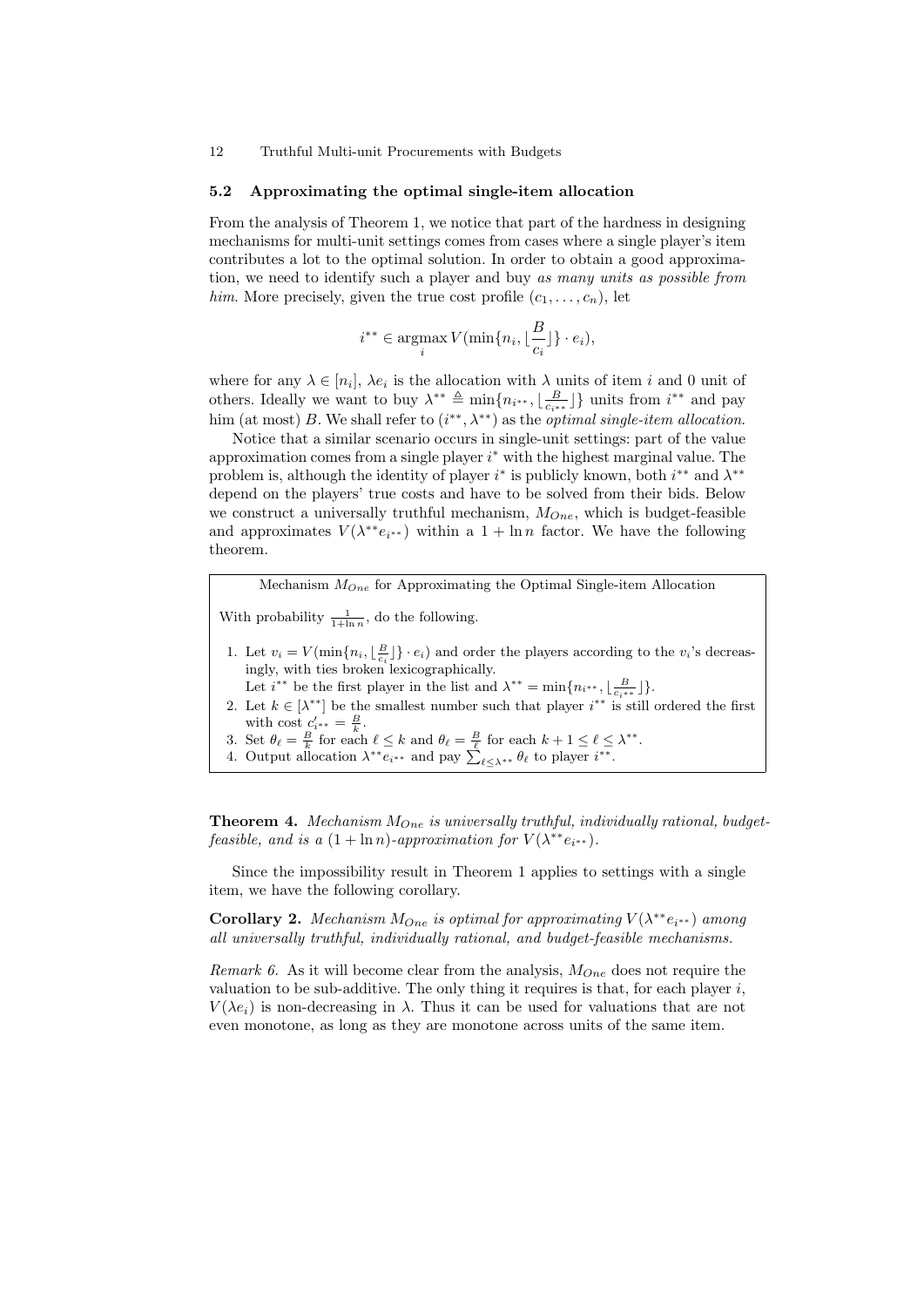### 5.2 Approximating the optimal single-item allocation

From the analysis of Theorem 1, we notice that part of the hardness in designing mechanisms for multi-unit settings comes from cases where a single player's item contributes a lot to the optimal solution. In order to obtain a good approximation, we need to identify such a player and buy *as many units as possible from him*. More precisely, given the true cost profile $(c_1, \ldots, c_n)$, let

$$i^{**} \in \operatorname*{argmax}_i V(\min\{n_i, \lfloor \frac{B}{c_i} \rfloor\} \cdot e_i),$$

where for any $\lambda \in [n_i]$, $\lambda e_i$ is the allocation with $\lambda$ units of item $i$ and 0 unit of others. Ideally we want to buy $\lambda^{**} \triangleq \min\{n_{i^{**}}, \lfloor \frac{B}{c_{i^{**}}} \rfloor\}$ units from $i^{**}$ and pay him (at most) $B$. We shall refer to $(i^{**}, \lambda^{**})$ as the *optimal single-item allocation*.

Notice that a similar scenario occurs in single-unit settings: part of the value approximation comes from a single player $i^*$ with the highest marginal value. The problem is, although the identity of player $i^*$ is publicly known, both $i^{**}$ and $\lambda^{**}$ depend on the players' true costs and have to be solved from their bids. Below we construct a universally truthful mechanism, $M_{One}$, which is budget-feasible and approximates $V(\lambda^{**} e_{i^{**}})$ within a $1 + \ln n$ factor. We have the following theorem.

---

Mechanism $M_{One}$ for Approximating the Optimal Single-item Allocation

With probability $\frac{1}{1+\ln n}$, do the following.

1. Let $v_i = V(\min\{n_i, \lfloor \frac{B}{c_i} \rfloor\} \cdot e_i)$ and order the players according to the $v_i$'s decreasingly, with ties broken lexicographically.
   Let $i^{**}$ be the first player in the list and $\lambda^{**} = \min\{n_{i^{**}}, \lfloor \frac{B}{c_{i^{**}}} \rfloor\}$.
2. Let $k \in [\lambda^{**}]$ be the smallest number such that player $i^{**}$ is still ordered the first with cost $c'_{i^{**}} = \frac{B}{k}$.
3. Set $\theta_\ell = \frac{B}{k}$ for each $\ell \leq k$ and $\theta_\ell = \frac{B}{\ell}$ for each $k+1 \leq \ell \leq \lambda^{**}$.
4. Output allocation $\lambda^{**} e_{i^{**}}$ and pay $\sum_{\ell \leq \lambda^{**}} \theta_\ell$ to player $i^{**}$.

---

**Theorem 4.** *Mechanism $M_{One}$ is universally truthful, individually rational, budget-feasible, and is a $(1 + \ln n)$-approximation for $V(\lambda^{**} e_{i^{**}})$.*

Since the impossibility result in Theorem 1 applies to settings with a single item, we have the following corollary.

**Corollary 2.** *Mechanism $M_{One}$ is optimal for approximating $V(\lambda^{**} e_{i^{**}})$ among all universally truthful, individually rational, and budget-feasible mechanisms.*

*Remark 6.* As it will become clear from the analysis, $M_{One}$ does not require the valuation to be sub-additive. The only thing it requires is that, for each player $i$, $V(\lambda e_i)$ is non-decreasing in $\lambda$. Thus it can be used for valuations that are not even monotone, as long as they are monotone across units of the same item.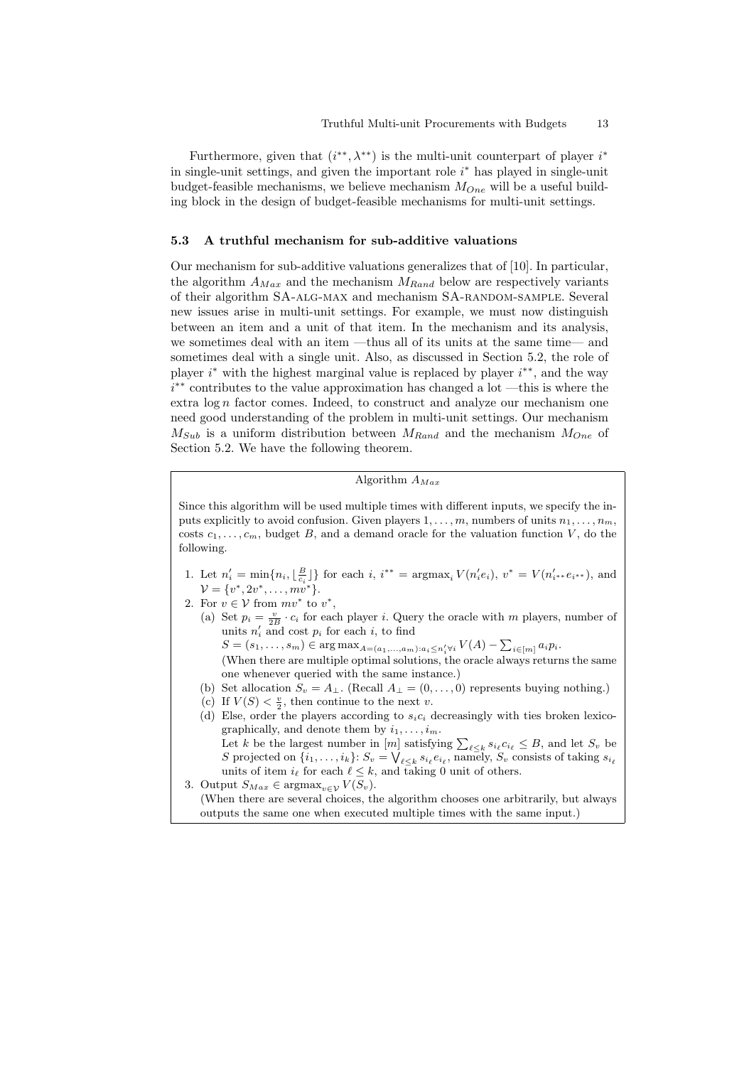Furthermore, given that $(i^{**}, \lambda^{**})$ is the multi-unit counterpart of player $i^*$ in single-unit settings, and given the important role $i^*$ has played in single-unit budget-feasible mechanisms, we believe mechanism $M_{One}$ will be a useful building block in the design of budget-feasible mechanisms for multi-unit settings.

### 5.3 A truthful mechanism for sub-additive valuations

Our mechanism for sub-additive valuations generalizes that of [10]. In particular, the algorithm $A_{Max}$ and the mechanism $M_{Rand}$ below are respectively variants of their algorithm SA-ALG-MAX and mechanism SA-RANDOM-SAMPLE. Several new issues arise in multi-unit settings. For example, we must now distinguish between an item and a unit of that item. In the mechanism and its analysis, we sometimes deal with an item —thus all of its units at the same time— and sometimes deal with a single unit. Also, as discussed in Section 5.2, the role of player $i^*$ with the highest marginal value is replaced by player $i^{**}$, and the way $i^{**}$ contributes to the value approximation has changed a lot —this is where the extra $\log n$ factor comes. Indeed, to construct and analyze our mechanism one need good understanding of the problem in multi-unit settings. Our mechanism $M_{Sub}$ is a uniform distribution between $M_{Rand}$ and the mechanism $M_{One}$ of Section 5.2. We have the following theorem.

**Algorithm $A_{Max}$**

Since this algorithm will be used multiple times with different inputs, we specify the inputs explicitly to avoid confusion. Given players $1, \ldots, m$, numbers of units $n_1, \ldots, n_m$, costs $c_1, \ldots, c_m$, budget $B$, and a demand oracle for the valuation function $V$, do the following.

1. Let $n'_i = \min\{n_i, \lfloor \frac{B}{c_i} \rfloor\}$ for each $i$, $i^{**} = \text{argmax}_i V(n'_i e_i)$, $v^* = V(n'_{i^{**}} e_{i^{**}})$, and $\mathcal{V} = \{v^*, 2v^*, \ldots, mv^*\}$.
2. For $v \in \mathcal{V}$ from $mv^*$ to $v^*$,
   (a) Set $p_i = \frac{v}{2B} \cdot c_i$ for each player $i$. Query the oracle with $m$ players, number of units $n'_i$ and cost $p_i$ for each $i$, to find $S = (s_1, \ldots, s_m) \in \arg\max_{A=(a_1,\ldots,a_m): a_i \leq n'_i \forall i} V(A) - \sum_{i \in [m]} a_i p_i$.
   (When there are multiple optimal solutions, the oracle always returns the same one whenever queried with the same instance.)
   (b) Set allocation $S_v = A_\perp$. (Recall $A_\perp = (0, \ldots, 0)$ represents buying nothing.)
   (c) If $V(S) < \frac{v}{2}$, then continue to the next $v$.
   (d) Else, order the players according to $s_i c_i$ decreasingly with ties broken lexicographically, and denote them by $i_1, \ldots, i_m$.
   Let $k$ be the largest number in $[m]$ satisfying $\sum_{\ell \leq k} s_{i_\ell} c_{i_\ell} \leq B$, and let $S_v$ be $S$ projected on $\{i_1, \ldots, i_k\}$: $S_v = \bigvee_{\ell \leq k} s_{i_\ell} e_{i_\ell}$, namely, $S_v$ consists of taking $s_{i_\ell}$ units of item $i_\ell$ for each $\ell \leq k$, and taking 0 unit of others.
3. Output $S_{Max} \in \text{argmax}_{v \in \mathcal{V}} V(S_v)$.
   (When there are several choices, the algorithm chooses one arbitrarily, but always outputs the same one when executed multiple times with the same input.)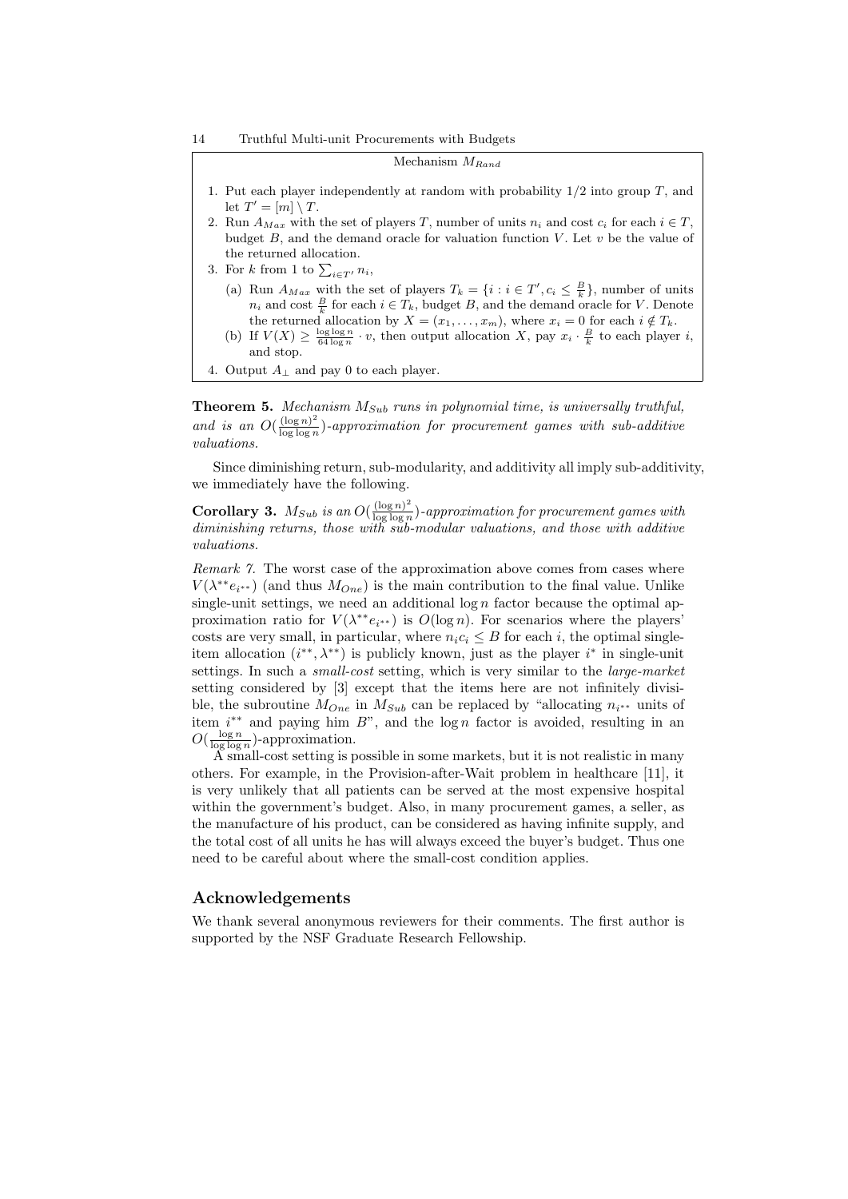**Mechanism $M_{Rand}$**

1. Put each player independently at random with probability 1/2 into group $T$, and let $T' = [m] \setminus T$.
2. Run $A_{Max}$ with the set of players $T$, number of units $n_i$ and cost $c_i$ for each $i \in T$, budget $B$, and the demand oracle for valuation function $V$. Let $v$ be the value of the returned allocation.
3. For $k$ from 1 to $\sum_{i \in T'} n_i$,
   (a) Run $A_{Max}$ with the set of players $T_k = \{i : i \in T', c_i \leq \frac{B}{k}\}$, number of units $n_i$ and cost $\frac{B}{k}$ for each $i \in T_k$, budget $B$, and the demand oracle for $V$. Denote the returned allocation by $X = (x_1, \ldots, x_m)$, where $x_i = 0$ for each $i \notin T_k$.
   (b) If $V(X) \geq \frac{\log \log n}{64 \log n} \cdot v$, then output allocation $X$, pay $x_i \cdot \frac{B}{k}$ to each player $i$, and stop.
4. Output $A_\perp$ and pay 0 to each player.

**Theorem 5.** *Mechanism $M_{Sub}$ runs in polynomial time, is universally truthful, and is an $O(\frac{(\log n)^2}{\log \log n})$-approximation for procurement games with sub-additive valuations.*

Since diminishing return, sub-modularity, and additivity all imply sub-additivity, we immediately have the following.

**Corollary 3.** *$M_{Sub}$ is an $O(\frac{(\log n)^2}{\log \log n})$-approximation for procurement games with diminishing returns, those with sub-modular valuations, and those with additive valuations.*

*Remark 7.* The worst case of the approximation above comes from cases where $V(\lambda^{**} e_{i^{**}})$ (and thus $M_{One}$) is the main contribution to the final value. Unlike single-unit settings, we need an additional $\log n$ factor because the optimal approximation ratio for $V(\lambda^{**} e_{i^{**}})$ is $O(\log n)$. For scenarios where the players' costs are very small, in particular, where $n_i c_i \leq B$ for each $i$, the optimal single-item allocation $(i^{**}, \lambda^{**})$ is publicly known, just as the player $i^*$ in single-unit settings. In such a *small-cost* setting, which is very similar to the *large-market* setting considered by [3] except that the items here are not infinitely divisible, the subroutine $M_{One}$ in $M_{Sub}$ can be replaced by "allocating $n_{i^{**}}$ units of item $i^{**}$ and paying him $B$", and the $\log n$ factor is avoided, resulting in an $O(\frac{\log n}{\log \log n})$-approximation.

A small-cost setting is possible in some markets, but it is not realistic in many others. For example, in the Provision-after-Wait problem in healthcare [11], it is very unlikely that all patients can be served at the most expensive hospital within the government's budget. Also, in many procurement games, a seller, as the manufacture of his product, can be considered as having infinite supply, and the total cost of all units he has will always exceed the buyer's budget. Thus one need to be careful about where the small-cost condition applies.

## Acknowledgements

We thank several anonymous reviewers for their comments. The first author is supported by the NSF Graduate Research Fellowship.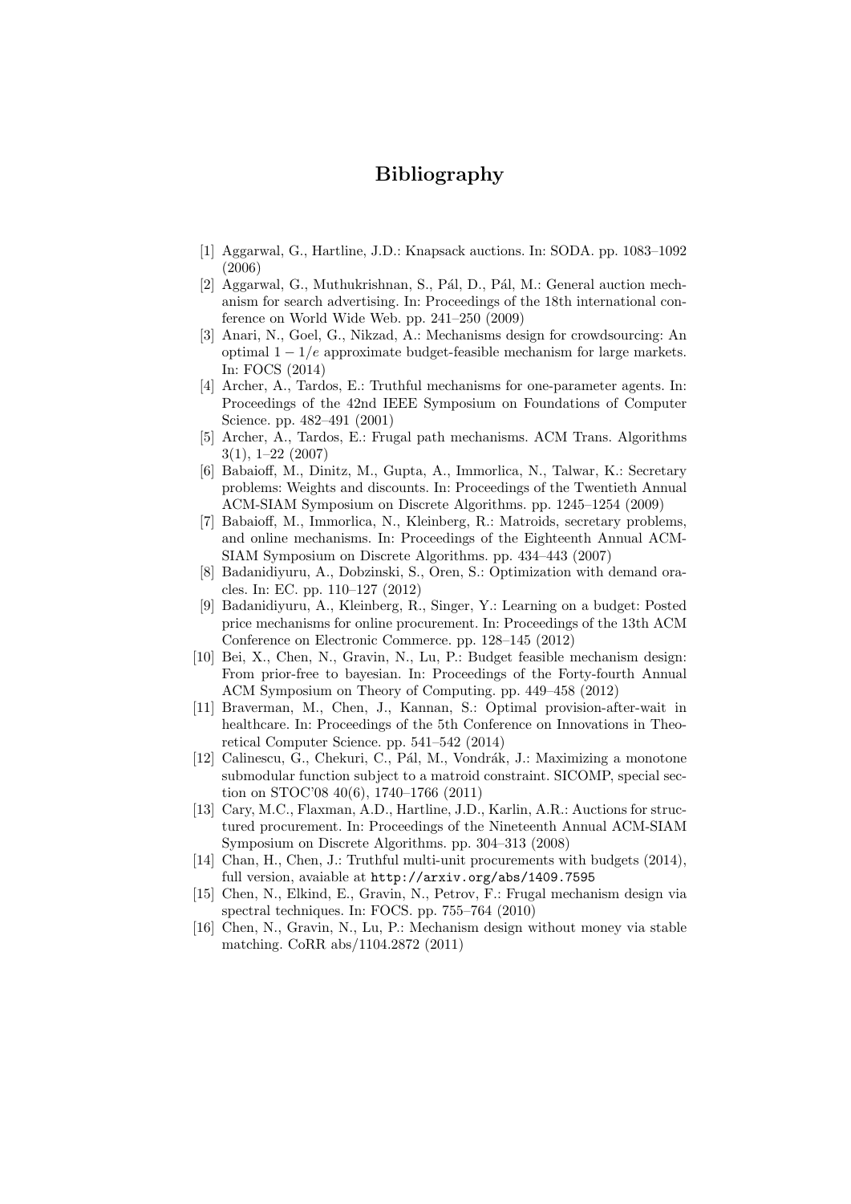# Bibliography

[1] Aggarwal, G., Hartline, J.D.: Knapsack auctions. In: SODA. pp. 1083–1092 (2006)

[2] Aggarwal, G., Muthukrishnan, S., Pál, D., Pál, M.: General auction mechanism for search advertising. In: Proceedings of the 18th international conference on World Wide Web. pp. 241–250 (2009)

[3] Anari, N., Goel, G., Nikzad, A.: Mechanisms design for crowdsourcing: An optimal $1-1/e$ approximate budget-feasible mechanism for large markets. In: FOCS (2014)

[4] Archer, A., Tardos, E.: Truthful mechanisms for one-parameter agents. In: Proceedings of the 42nd IEEE Symposium on Foundations of Computer Science. pp. 482–491 (2001)

[5] Archer, A., Tardos, E.: Frugal path mechanisms. ACM Trans. Algorithms 3(1), 1–22 (2007)

[6] Babaioff, M., Dinitz, M., Gupta, A., Immorlica, N., Talwar, K.: Secretary problems: Weights and discounts. In: Proceedings of the Twentieth Annual ACM-SIAM Symposium on Discrete Algorithms. pp. 1245–1254 (2009)

[7] Babaioff, M., Immorlica, N., Kleinberg, R.: Matroids, secretary problems, and online mechanisms. In: Proceedings of the Eighteenth Annual ACM-SIAM Symposium on Discrete Algorithms. pp. 434–443 (2007)

[8] Badanidiyuru, A., Dobzinski, S., Oren, S.: Optimization with demand oracles. In: EC. pp. 110–127 (2012)

[9] Badanidiyuru, A., Kleinberg, R., Singer, Y.: Learning on a budget: Posted price mechanisms for online procurement. In: Proceedings of the 13th ACM Conference on Electronic Commerce. pp. 128–145 (2012)

[10] Bei, X., Chen, N., Gravin, N., Lu, P.: Budget feasible mechanism design: From prior-free to bayesian. In: Proceedings of the Forty-fourth Annual ACM Symposium on Theory of Computing. pp. 449–458 (2012)

[11] Braverman, M., Chen, J., Kannan, S.: Optimal provision-after-wait in healthcare. In: Proceedings of the 5th Conference on Innovations in Theoretical Computer Science. pp. 541–542 (2014)

[12] Calinescu, G., Chekuri, C., Pál, M., Vondrák, J.: Maximizing a monotone submodular function subject to a matroid constraint. SICOMP, special section on STOC'08 40(6), 1740–1766 (2011)

[13] Cary, M.C., Flaxman, A.D., Hartline, J.D., Karlin, A.R.: Auctions for structured procurement. In: Proceedings of the Nineteenth Annual ACM-SIAM Symposium on Discrete Algorithms. pp. 304–313 (2008)

[14] Chan, H., Chen, J.: Truthful multi-unit procurements with budgets (2014), full version, avaiable at http://arxiv.org/abs/1409.7595

[15] Chen, N., Elkind, E., Gravin, N., Petrov, F.: Frugal mechanism design via spectral techniques. In: FOCS. pp. 755–764 (2010)

[16] Chen, N., Gravin, N., Lu, P.: Mechanism design without money via stable matching. CoRR abs/1104.2872 (2011)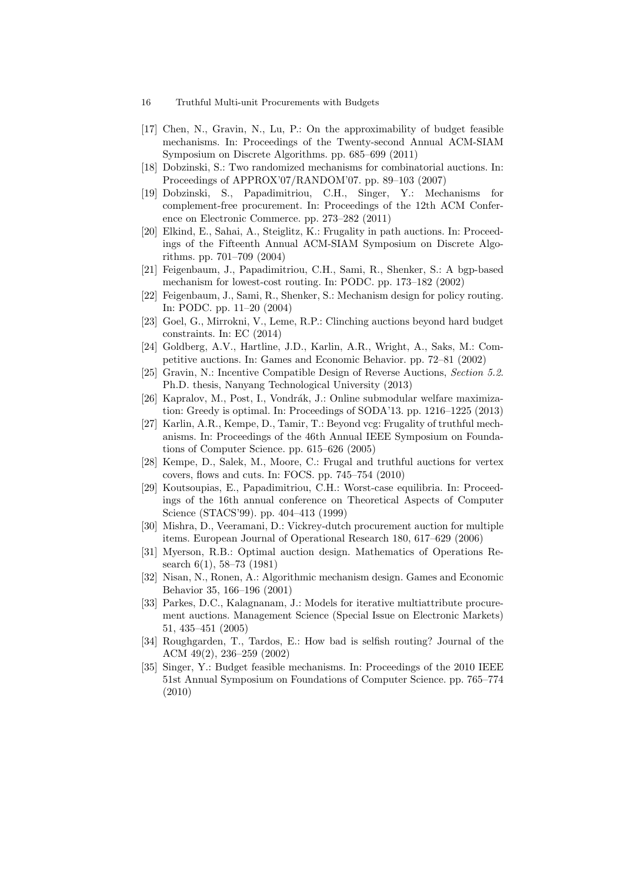[17] Chen, N., Gravin, N., Lu, P.: On the approximability of budget feasible mechanisms. In: Proceedings of the Twenty-second Annual ACM-SIAM Symposium on Discrete Algorithms. pp. 685–699 (2011)

[18] Dobzinski, S.: Two randomized mechanisms for combinatorial auctions. In: Proceedings of APPROX'07/RANDOM'07. pp. 89–103 (2007)

[19] Dobzinski, S., Papadimitriou, C.H., Singer, Y.: Mechanisms for complement-free procurement. In: Proceedings of the 12th ACM Conference on Electronic Commerce. pp. 273–282 (2011)

[20] Elkind, E., Sahai, A., Steiglitz, K.: Frugality in path auctions. In: Proceedings of the Fifteenth Annual ACM-SIAM Symposium on Discrete Algorithms. pp. 701–709 (2004)

[21] Feigenbaum, J., Papadimitriou, C.H., Sami, R., Shenker, S.: A bgp-based mechanism for lowest-cost routing. In: PODC. pp. 173–182 (2002)

[22] Feigenbaum, J., Sami, R., Shenker, S.: Mechanism design for policy routing. In: PODC. pp. 11–20 (2004)

[23] Goel, G., Mirrokni, V., Leme, R.P.: Clinching auctions beyond hard budget constraints. In: EC (2014)

[24] Goldberg, A.V., Hartline, J.D., Karlin, A.R., Wright, A., Saks, M.: Competitive auctions. In: Games and Economic Behavior. pp. 72–81 (2002)

[25] Gravin, N.: Incentive Compatible Design of Reverse Auctions, *Section 5.2*. Ph.D. thesis, Nanyang Technological University (2013)

[26] Kapralov, M., Post, I., Vondrák, J.: Online submodular welfare maximization: Greedy is optimal. In: Proceedings of SODA'13. pp. 1216–1225 (2013)

[27] Karlin, A.R., Kempe, D., Tamir, T.: Beyond vcg: Frugality of truthful mechanisms. In: Proceedings of the 46th Annual IEEE Symposium on Foundations of Computer Science. pp. 615–626 (2005)

[28] Kempe, D., Salek, M., Moore, C.: Frugal and truthful auctions for vertex covers, flows and cuts. In: FOCS. pp. 745–754 (2010)

[29] Koutsoupias, E., Papadimitriou, C.H.: Worst-case equilibria. In: Proceedings of the 16th annual conference on Theoretical Aspects of Computer Science (STACS'99). pp. 404–413 (1999)

[30] Mishra, D., Veeramani, D.: Vickrey-dutch procurement auction for multiple items. European Journal of Operational Research 180, 617–629 (2006)

[31] Myerson, R.B.: Optimal auction design. Mathematics of Operations Research 6(1), 58–73 (1981)

[32] Nisan, N., Ronen, A.: Algorithmic mechanism design. Games and Economic Behavior 35, 166–196 (2001)

[33] Parkes, D.C., Kalagnanam, J.: Models for iterative multiattribute procurement auctions. Management Science (Special Issue on Electronic Markets) 51, 435–451 (2005)

[34] Roughgarden, T., Tardos, E.: How bad is selfish routing? Journal of the ACM 49(2), 236–259 (2002)

[35] Singer, Y.: Budget feasible mechanisms. In: Proceedings of the 2010 IEEE 51st Annual Symposium on Foundations of Computer Science. pp. 765–774 (2010)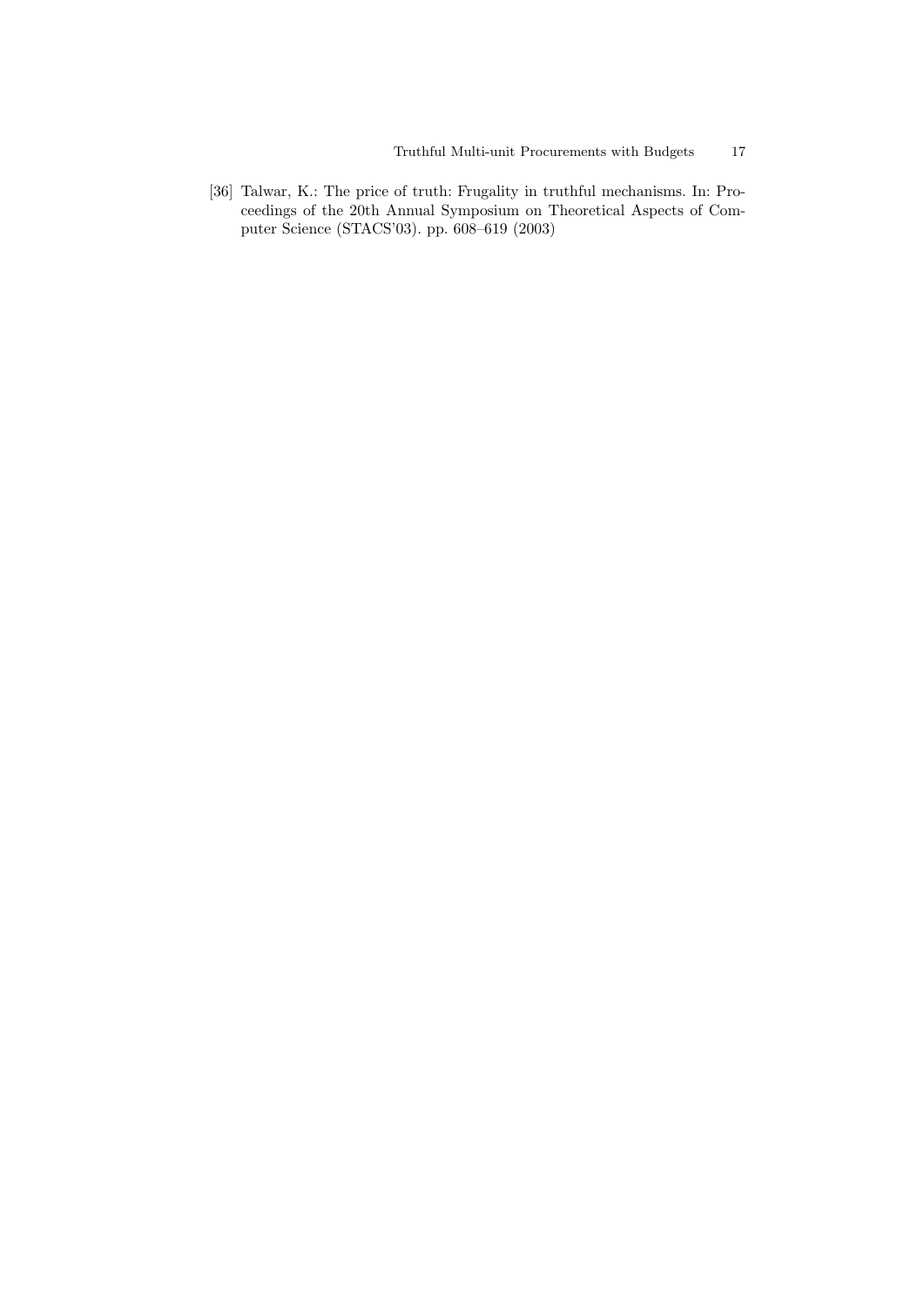[36] Talwar, K.: The price of truth: Frugality in truthful mechanisms. In: Proceedings of the 20th Annual Symposium on Theoretical Aspects of Computer Science (STACS'03). pp. 608–619 (2003)